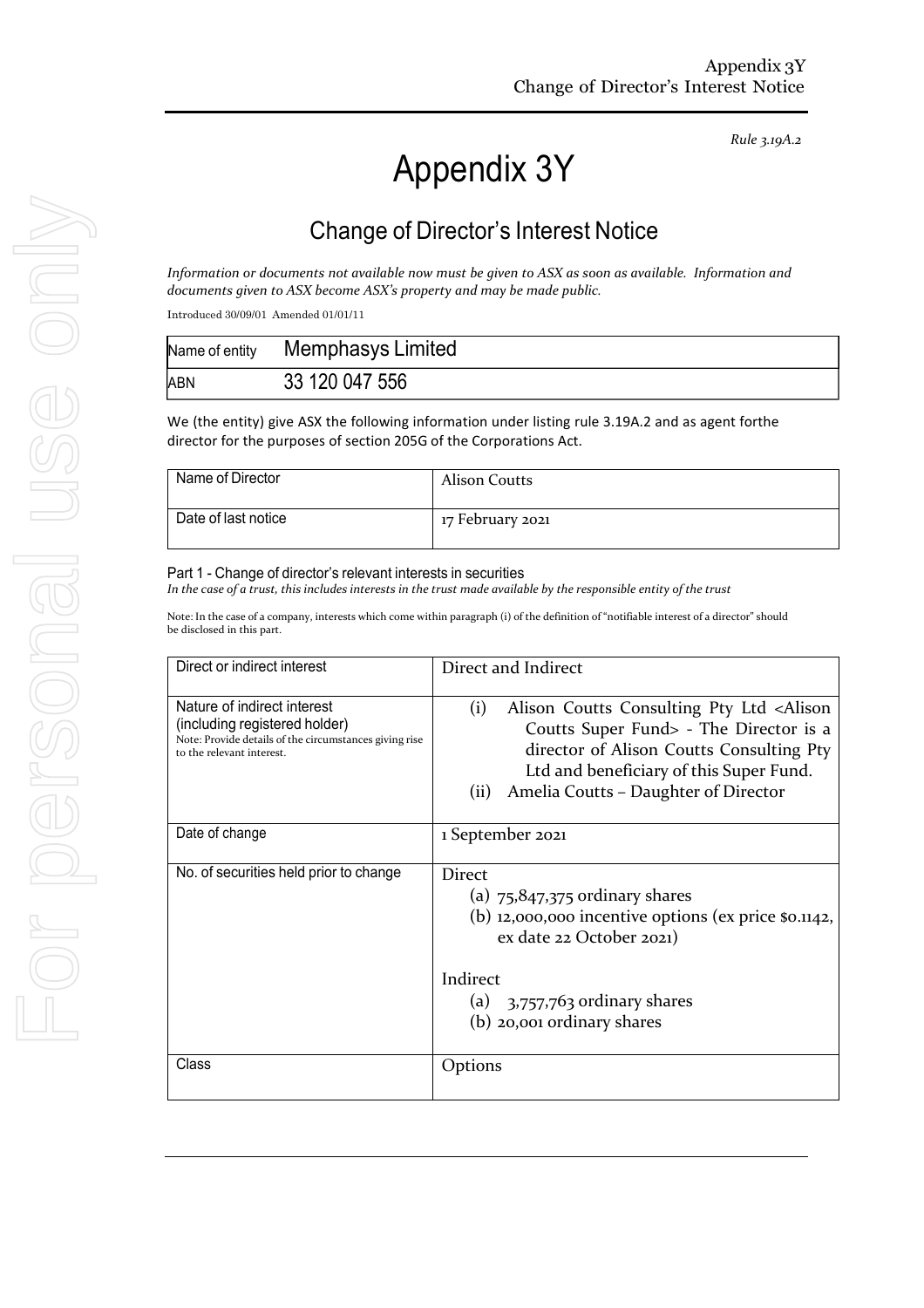*Rule 3.19A.2*

# Appendix 3Y

## Change of Director's Interest Notice

*Information or documents not available now must be given to ASX as soon as available. Information and documents given to ASX become ASX's property and may be made public.*

Introduced 30/09/01 Amended 01/01/11

| Name of entity | Memphasys Limited |
|---|---|
| ABN | 33 120 047 556 |

We (the entity) give ASX the following information under listing rule 3.19A.2 and as agent forthe director for the purposes of section 205G of the Corporations Act.

| Name of Director | Alison Coutts |
|---|---|
| Date of last notice | 17 February 2021 |

### Part 1 - Change of director's relevant interests in securities

*In the case of a trust, this includes interests in the trust made available by the responsible entity of the trust*

Note: In the case of a company, interests which come within paragraph (i) of the definition of "notifiable interest of a director" should be disclosed in this part.

| Direct or indirect interest | Direct and Indirect |
|---|---|
| Nature of indirect interest (including registered holder)<br>Note: Provide details of the circumstances giving rise to the relevant interest. | (i) Alison Coutts Consulting Pty Ltd <Alison Coutts Super Fund> - The Director is a director of Alison Coutts Consulting Pty Ltd and beneficiary of this Super Fund.<br>(ii) Amelia Coutts – Daughter of Director |
| Date of change | 1 September 2021 |
| No. of securities held prior to change | Direct<br>(a) 75,847,375 ordinary shares<br>(b) 12,000,000 incentive options (ex price $0.1142, ex date 22 October 2021)<br><br>Indirect<br>(a) 3,757,763 ordinary shares<br>(b) 20,001 ordinary shares |
| Class | Options |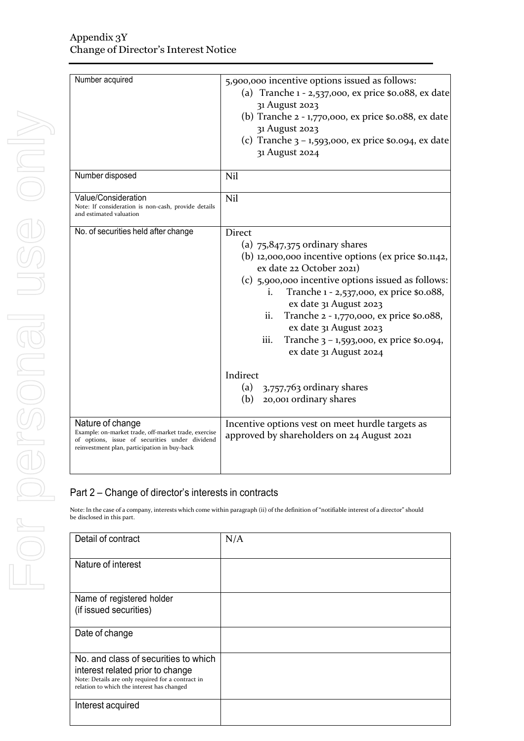| Number acquired | 5,900,000 incentive options issued as follows:<br>(a) Tranche 1 - 2,537,000, ex price $0.088, ex date 31 August 2023<br>(b) Tranche 2 - 1,770,000, ex price $0.088, ex date 31 August 2023<br>(c) Tranche 3 – 1,593,000, ex price $0.094, ex date 31 August 2024 |
|---|---|
| Number disposed | Nil |
| Value/Consideration<br>Note: If consideration is non-cash, provide details and estimated valuation | Nil |
| No. of securities held after change | Direct<br>(a) 75,847,375 ordinary shares<br>(b) 12,000,000 incentive options (ex price $0.1142, ex date 22 October 2021)<br>(c) 5,900,000 incentive options issued as follows:<br>i. Tranche 1 - 2,537,000, ex price $0.088, ex date 31 August 2023<br>ii. Tranche 2 - 1,770,000, ex price $0.088, ex date 31 August 2023<br>iii. Tranche 3 – 1,593,000, ex price $0.094, ex date 31 August 2024<br><br>Indirect<br>(a) 3,757,763 ordinary shares<br>(b) 20,001 ordinary shares |
| Nature of change<br>Example: on-market trade, off-market trade, exercise of options, issue of securities under dividend reinvestment plan, participation in buy-back | Incentive options vest on meet hurdle targets as approved by shareholders on 24 August 2021 |

## Part 2 – Change of director's interests in contracts

Note: In the case of a company, interests which come within paragraph (ii) of the definition of "notifiable interest of a director" should be disclosed in this part.

| Detail of contract | N/A |
|---|---|
| Nature of interest | |
| Name of registered holder<br>(if issued securities) | |
| Date of change | |
| No. and class of securities to which interest related prior to change<br>Note: Details are only required for a contract in relation to which the interest has changed | |
| Interest acquired | |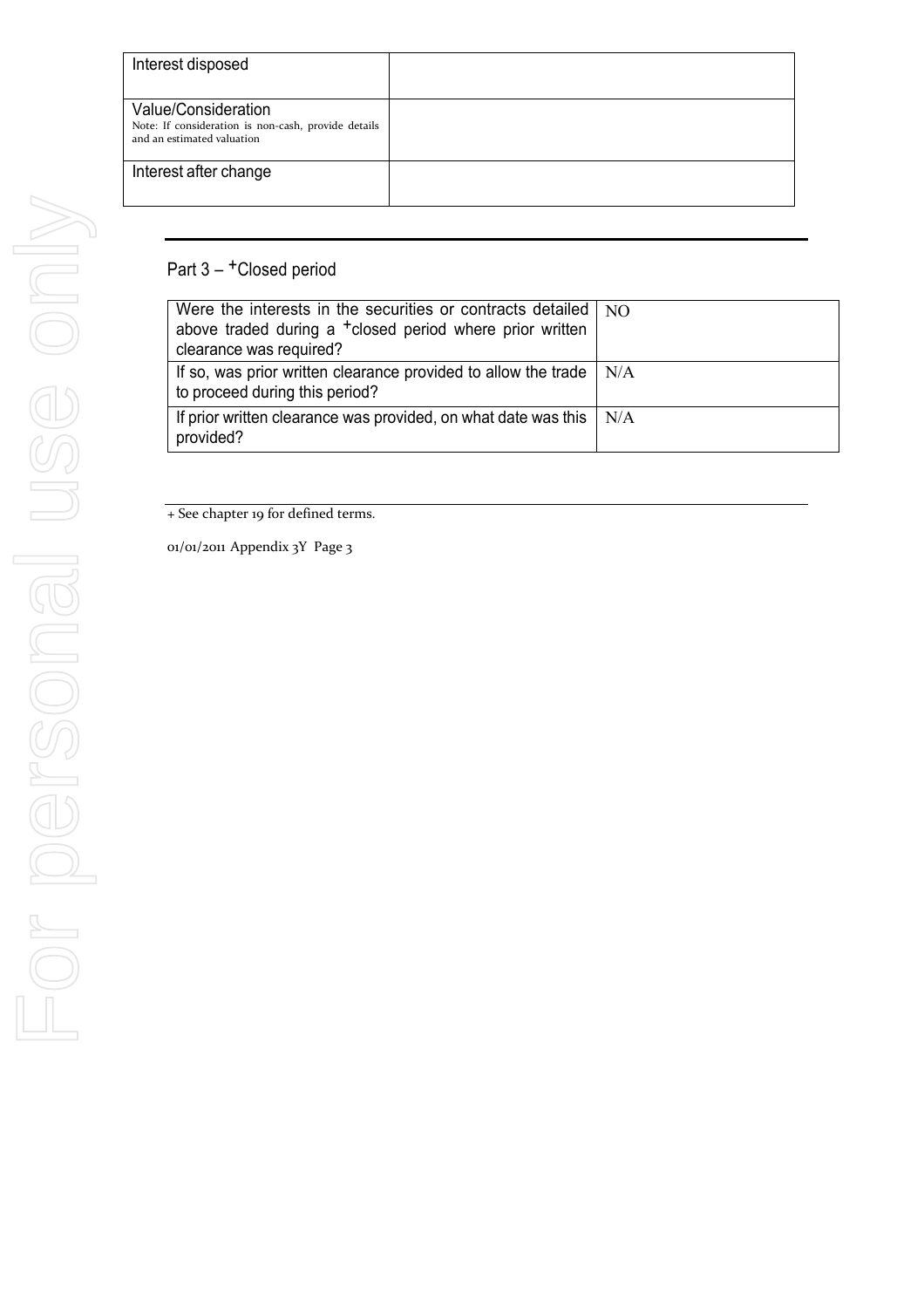| Interest disposed | |
| --- | --- |
| Value/Consideration<br>Note: If consideration is non-cash, provide details and an estimated valuation | |
| Interest after change | |

## Part 3 – +Closed period

| Were the interests in the securities or contracts detailed above traded during a +closed period where prior written clearance was required? | NO |
| --- | --- |
| If so, was prior written clearance provided to allow the trade to proceed during this period? | N/A |
| If prior written clearance was provided, on what date was this provided? | N/A |

+ See chapter 19 for defined terms.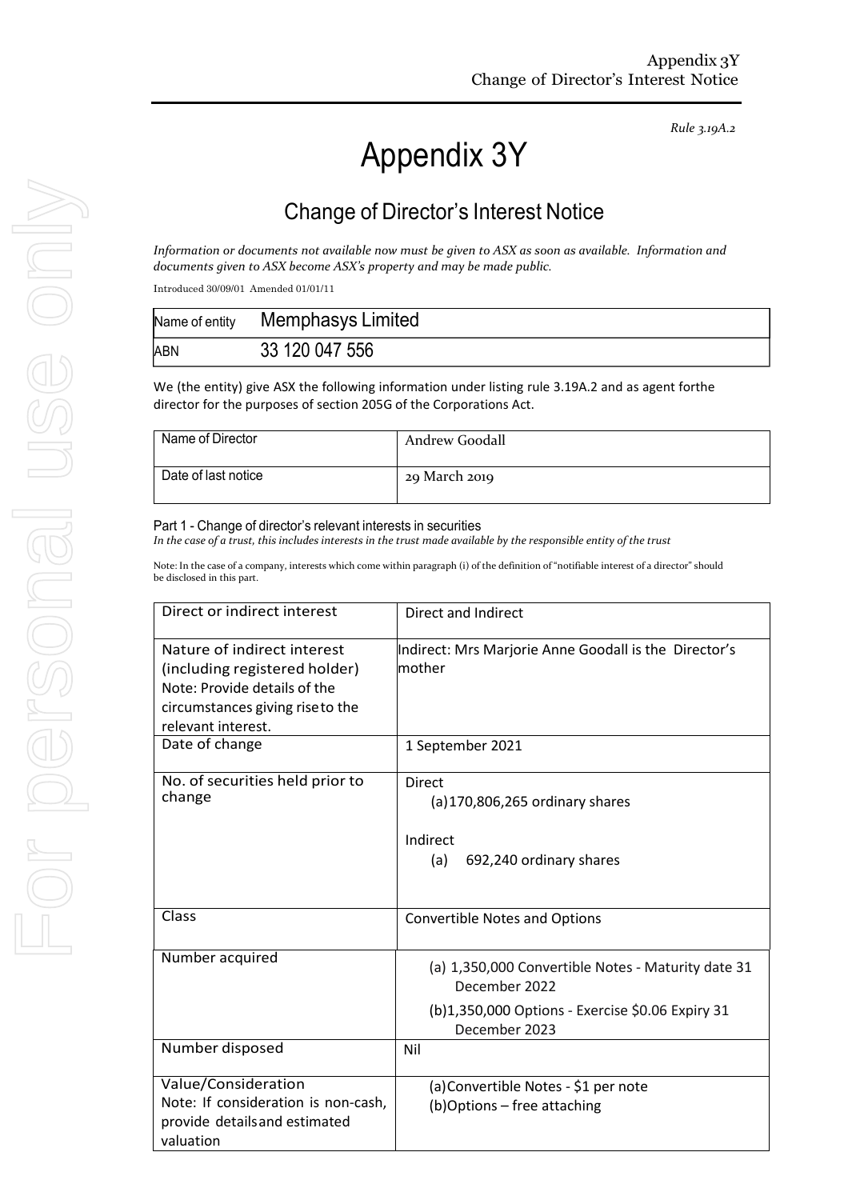*Rule 3.19A.2*

# Appendix 3Y

## Change of Director's Interest Notice

*Information or documents not available now must be given to ASX as soon as available. Information and documents given to ASX become ASX's property and may be made public.*

Introduced 30/09/01 Amended 01/01/11

| Name of entity | Memphasys Limited |
|---|---|
| ABN | 33 120 047 556 |

We (the entity) give ASX the following information under listing rule 3.19A.2 and as agent forthe director for the purposes of section 205G of the Corporations Act.

| Name of Director | Andrew Goodall |
|---|---|
| Date of last notice | 29 March 2019 |

### Part 1 - Change of director's relevant interests in securities

*In the case of a trust, this includes interests in the trust made available by the responsible entity of the trust*

Note: In the case of a company, interests which come within paragraph (i) of the definition of "notifiable interest of a director" should be disclosed in this part.

| Direct or indirect interest | Direct and Indirect |
|---|---|
| Nature of indirect interest (including registered holder) Note: Provide details of the circumstances giving rise to the relevant interest. | Indirect: Mrs Marjorie Anne Goodall is the Director's mother |
| Date of change | 1 September 2021 |
| No. of securities held prior to change | Direct<br>(a) 170,806,265 ordinary shares<br><br>Indirect<br>(a) 692,240 ordinary shares |
| Class | Convertible Notes and Options |
| Number acquired | (a) 1,350,000 Convertible Notes - Maturity date 31 December 2022<br>(b) 1,350,000 Options - Exercise $0.06 Expiry 31 December 2023 |
| Number disposed | Nil |
| Value/Consideration<br>Note: If consideration is non-cash, provide details and estimated valuation | (a) Convertible Notes - $1 per note<br>(b) Options – free attaching |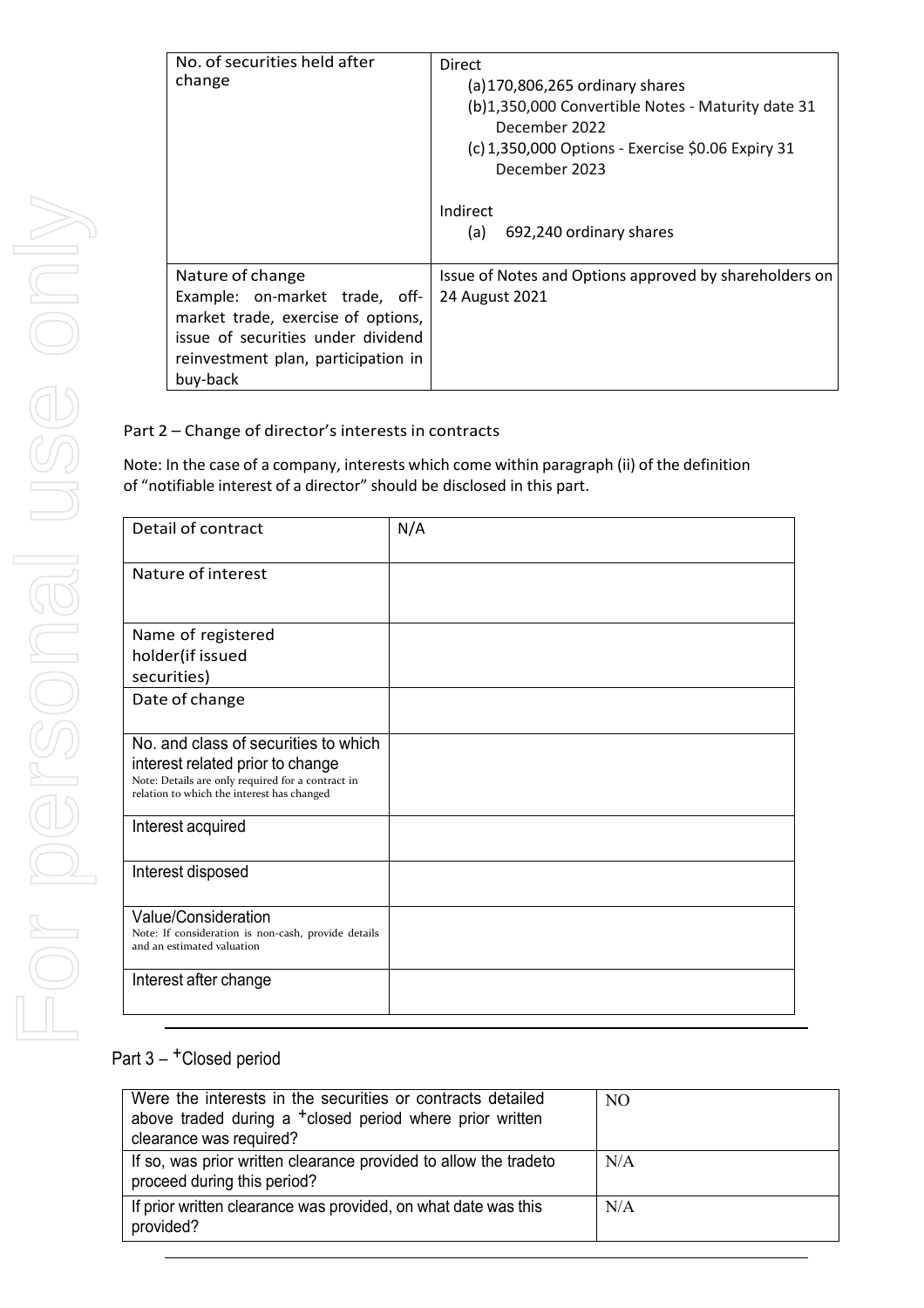| | |
|---|---|
| No. of securities held after change | Direct<br>(a) 170,806,265 ordinary shares<br>(b) 1,350,000 Convertible Notes - Maturity date 31 December 2022<br>(c) 1,350,000 Options - Exercise \$0.06 Expiry 31 December 2023<br><br>Indirect<br>(a) 692,240 ordinary shares |
| Nature of change<br>Example: on-market trade, off-market trade, exercise of options, issue of securities under dividend reinvestment plan, participation in buy-back | Issue of Notes and Options approved by shareholders on 24 August 2021 |

## Part 2 – Change of director's interests in contracts

Note: In the case of a company, interests which come within paragraph (ii) of the definition of "notifiable interest of a director" should be disclosed in this part.

| | |
|---|---|
| Detail of contract | N/A |
| Nature of interest | |
| Name of registered holder(if issued securities) | |
| Date of change | |
| No. and class of securities to which interest related prior to change<br>Note: Details are only required for a contract in relation to which the interest has changed | |
| Interest acquired | |
| Interest disposed | |
| Value/Consideration<br>Note: If consideration is non-cash, provide details and an estimated valuation | |
| Interest after change | |

## Part 3 – +Closed period

| | |
|---|---|
| Were the interests in the securities or contracts detailed above traded during a +closed period where prior written clearance was required? | NO |
| If so, was prior written clearance provided to allow the tradeto proceed during this period? | N/A |
| If prior written clearance was provided, on what date was this provided? | N/A |